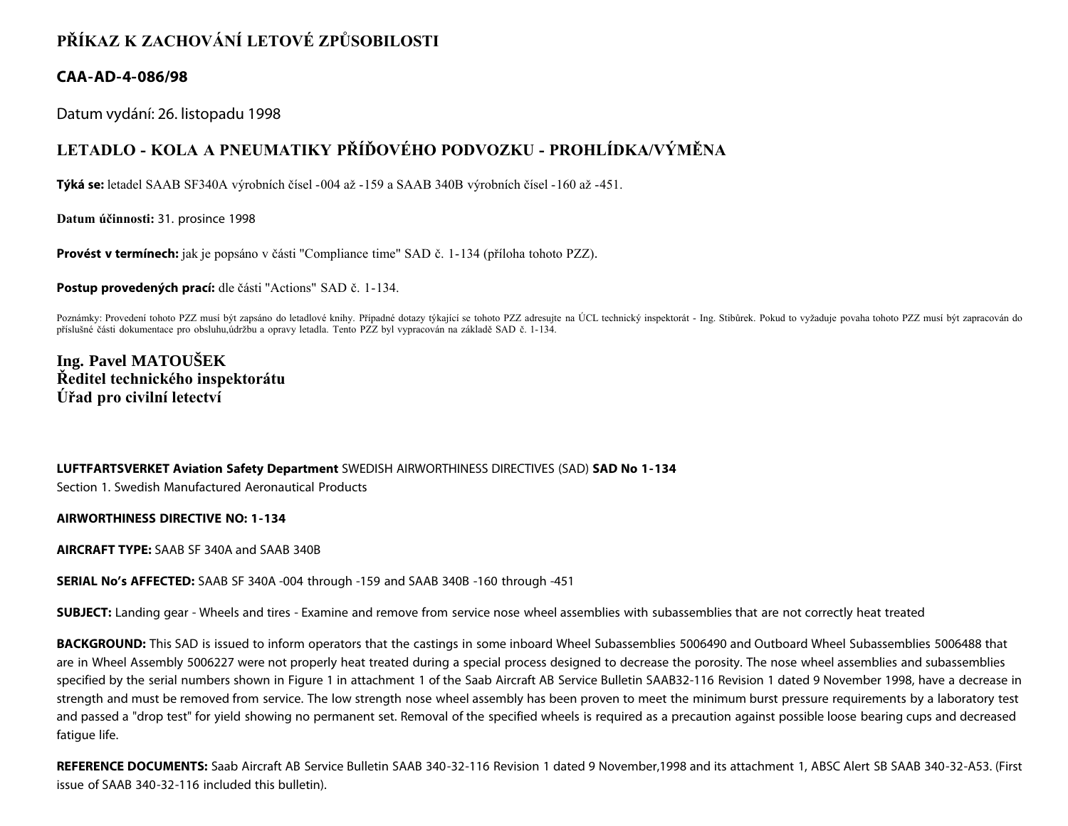# PŘÍKAZ K ZACHOVÁNÍ LETOVÉ ZPŮSOBILOSTI

## CAA-AD-4-086/98

Datum vydání: 26. listopadu 1998

## LETADLO - KOLA A PNEUMATIKY PŘÍĎOVÉHO PODVOZKU - PROHLÍDKA/VÝMĚNA

**Týká se:** letadel SAAB SF340A výrobních čísel -004 až -159 a SAAB 340B výrobních čísel -160 až -451.

**Datum účinnosti:** 31. prosince 1998

**Provést v termínech:** jak je popsáno v části "Compliance time" SAD č. 1-134 (příloha tohoto PZZ).

**Postup provedených prací:** dle části "Actions" SAD č. 1-134.

Poznámky: Provedení tohoto PZZ musí být zapsáno do letadlové knihy. Případné dotazy týkající se tohoto PZZ adresujte na ÚCL technický inspektorát - Ing. Stibůrek. Pokud to vyžaduje povaha tohoto PZZ musí být zapracován do příslušné části dokumentace pro obsluhu,údržbu a opravy letadla. Tento PZZ byl vypracován na základě SAD č. 1-134.

**Ing. Pavel MATOUŠEK**
**Ředitel technického inspektorátu**
**Úřad pro civilní letectví**

**LUFTFARTSVERKET Aviation Safety Department** SWEDISH AIRWORTHINESS DIRECTIVES (SAD) **SAD No 1-134**
Section 1. Swedish Manufactured Aeronautical Products

**AIRWORTHINESS DIRECTIVE NO: 1-134**

**AIRCRAFT TYPE:** SAAB SF 340A and SAAB 340B

**SERIAL No's AFFECTED:** SAAB SF 340A -004 through -159 and SAAB 340B -160 through -451

**SUBJECT:** Landing gear - Wheels and tires - Examine and remove from service nose wheel assemblies with subassemblies that are not correctly heat treated

**BACKGROUND:** This SAD is issued to inform operators that the castings in some inboard Wheel Subassemblies 5006490 and Outboard Wheel Subassemblies 5006488 that are in Wheel Assembly 5006227 were not properly heat treated during a special process designed to decrease the porosity. The nose wheel assemblies and subassemblies specified by the serial numbers shown in Figure 1 in attachment 1 of the Saab Aircraft AB Service Bulletin SAAB32-116 Revision 1 dated 9 November 1998, have a decrease in strength and must be removed from service. The low strength nose wheel assembly has been proven to meet the minimum burst pressure requirements by a laboratory test and passed a "drop test" for yield showing no permanent set. Removal of the specified wheels is required as a precaution against possible loose bearing cups and decreased fatigue life.

**REFERENCE DOCUMENTS:** Saab Aircraft AB Service Bulletin SAAB 340-32-116 Revision 1 dated 9 November,1998 and its attachment 1, ABSC Alert SB SAAB 340-32-A53. (First issue of SAAB 340-32-116 included this bulletin).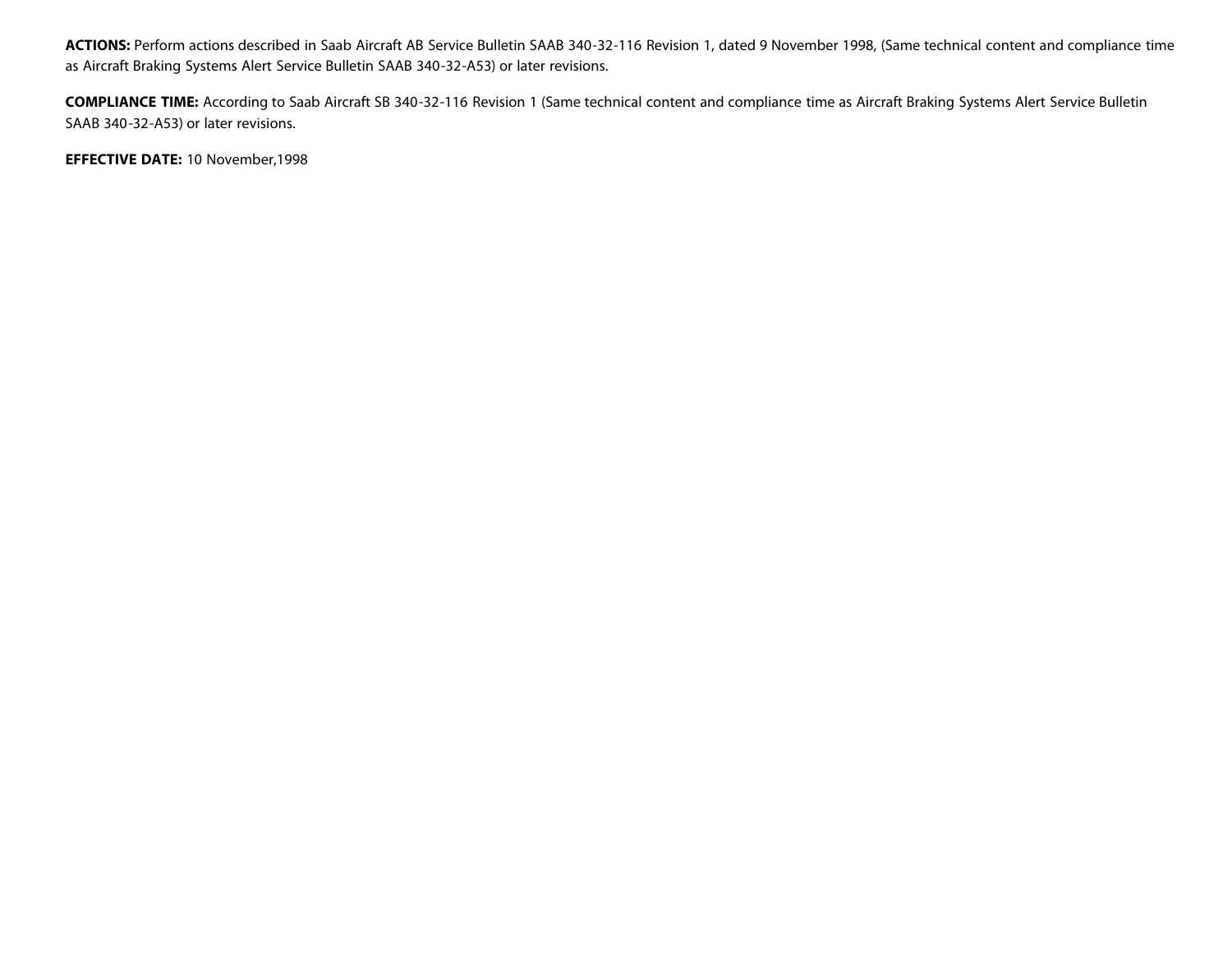**ACTIONS:** Perform actions described in Saab Aircraft AB Service Bulletin SAAB 340-32-116 Revision 1, dated 9 November 1998, (Same technical content and compliance time as Aircraft Braking Systems Alert Service Bulletin SAAB 340-32-A53) or later revisions.

**COMPLIANCE TIME:** According to Saab Aircraft SB 340-32-116 Revision 1 (Same technical content and compliance time as Aircraft Braking Systems Alert Service Bulletin SAAB 340-32-A53) or later revisions.

**EFFECTIVE DATE:** 10 November,1998